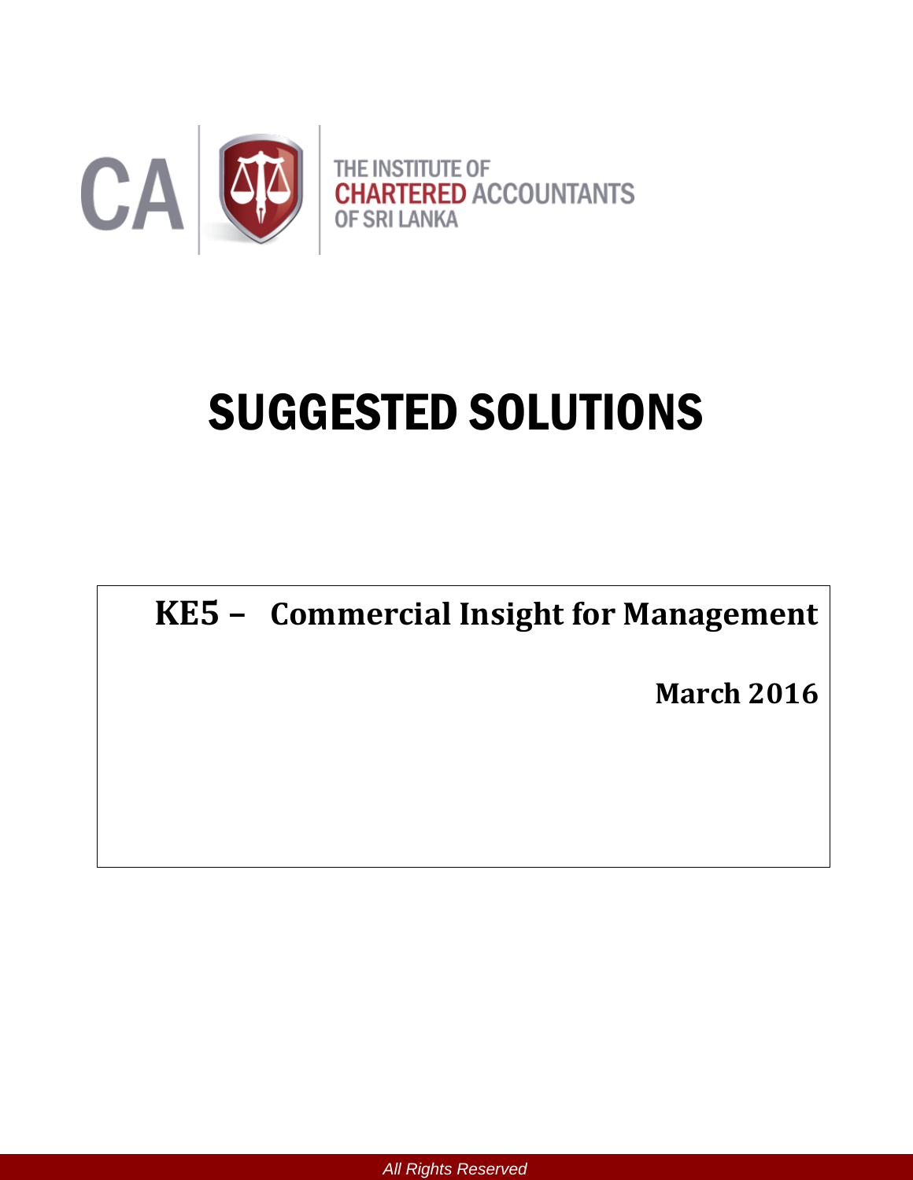CA

THE INSTITUTE OF CHARTERED ACCOUNTANTS OF SRI LANKA

# SUGGESTED SOLUTIONS

## KE5 – Commercial Insight for Management

**March 2016**

*All Rights Reserved*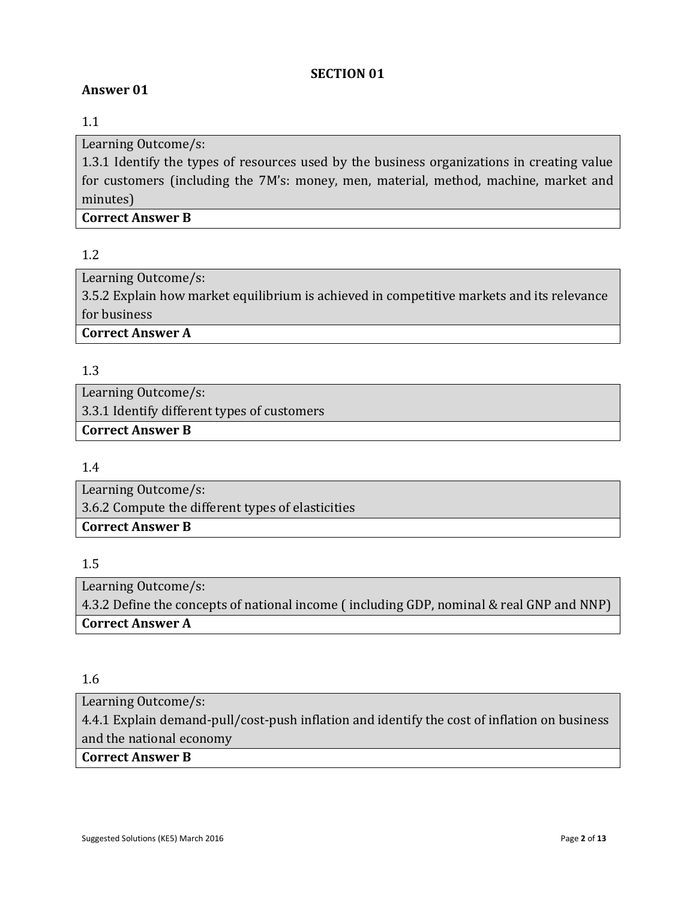# SECTION 01

## Answer 01

1.1

| Learning Outcome/s:<br>1.3.1 Identify the types of resources used by the business organizations in creating value for customers (including the 7M's: money, men, material, method, machine, market and minutes) |
|---|
| **Correct Answer B** |

1.2

| Learning Outcome/s:<br>3.5.2 Explain how market equilibrium is achieved in competitive markets and its relevance for business |
|---|
| **Correct Answer A** |

1.3

| Learning Outcome/s:<br>3.3.1 Identify different types of customers |
|---|
| **Correct Answer B** |

1.4

| Learning Outcome/s:<br>3.6.2 Compute the different types of elasticities |
|---|
| **Correct Answer B** |

1.5

| Learning Outcome/s:<br>4.3.2 Define the concepts of national income ( including GDP, nominal & real GNP and NNP) |
|---|
| **Correct Answer A** |

1.6

| Learning Outcome/s:<br>4.4.1 Explain demand-pull/cost-push inflation and identify the cost of inflation on business and the national economy |
|---|
| **Correct Answer B** |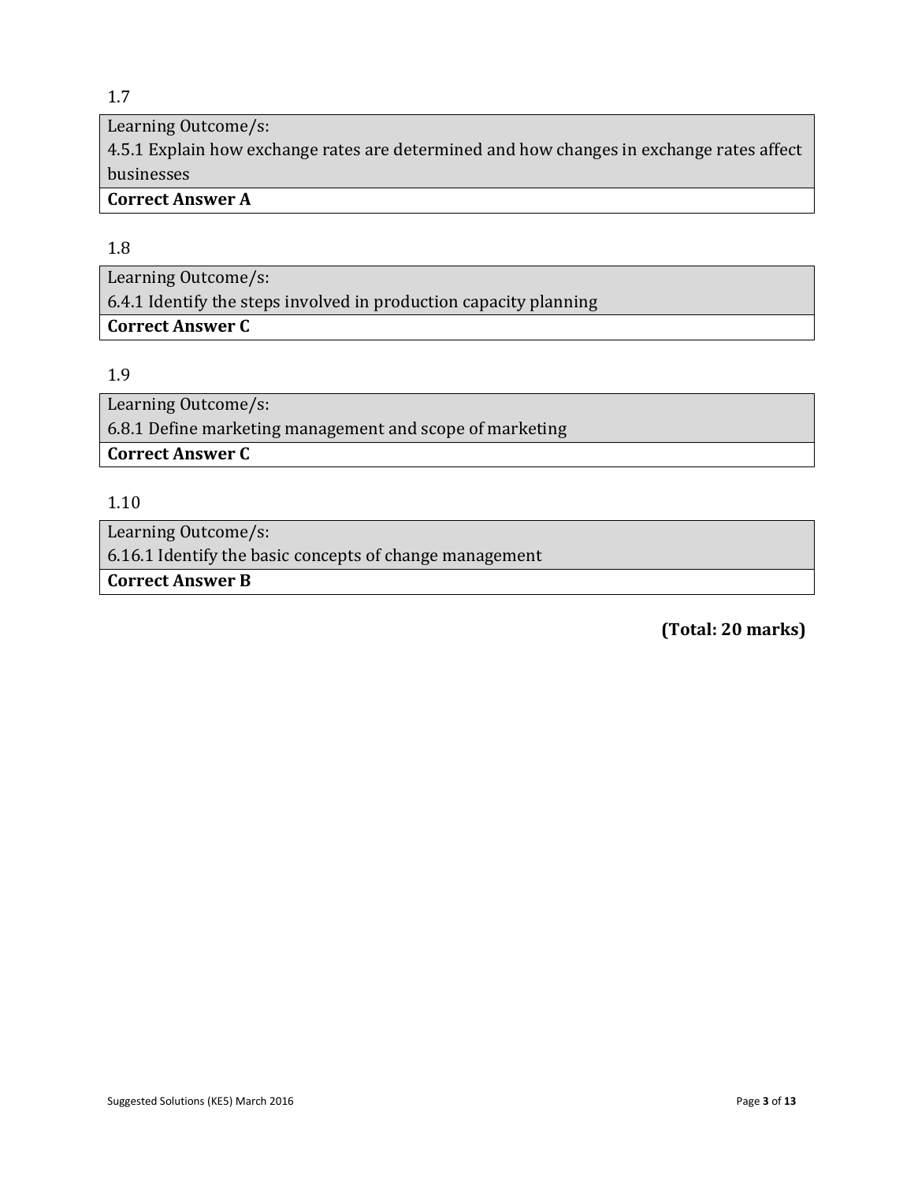1.7

| Learning Outcome/s:<br>4.5.1 Explain how exchange rates are determined and how changes in exchange rates affect businesses |
|---|
| **Correct Answer A** |

1.8

| Learning Outcome/s:<br>6.4.1 Identify the steps involved in production capacity planning |
|---|
| **Correct Answer C** |

1.9

| Learning Outcome/s:<br>6.8.1 Define marketing management and scope of marketing |
|---|
| **Correct Answer C** |

1.10

| Learning Outcome/s:<br>6.16.1 Identify the basic concepts of change management |
|---|
| **Correct Answer B** |

**(Total: 20 marks)**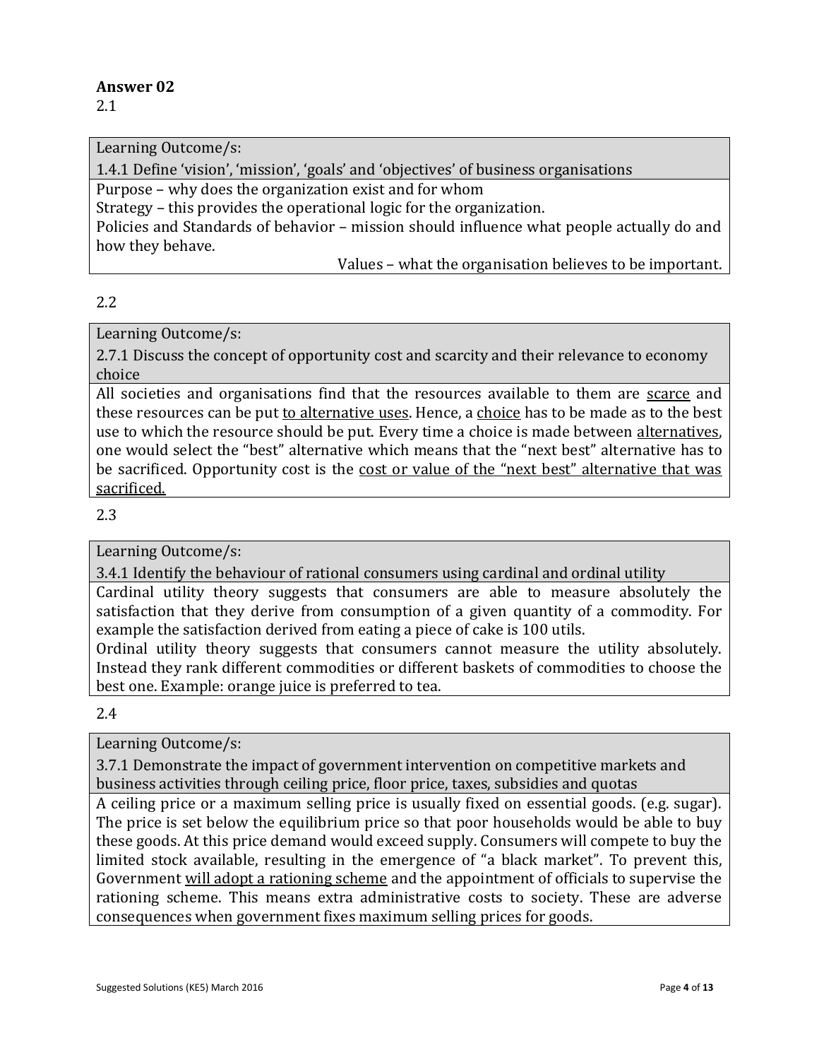**Answer 02**

2.1

| Learning Outcome/s: 1.4.1 Define 'vision', 'mission', 'goals' and 'objectives' of business organisations |
|---|
| Purpose – why does the organization exist and for whom<br>Strategy – this provides the operational logic for the organization.<br>Policies and Standards of behavior – mission should influence what people actually do and how they behave.<br>Values – what the organisation believes to be important. |

2.2

| Learning Outcome/s: 2.7.1 Discuss the concept of opportunity cost and scarcity and their relevance to economy choice |
|---|
| All societies and organisations find that the resources available to them are <u>scarce</u> and these resources can be put <u>to alternative uses</u>. Hence, a <u>choice</u> has to be made as to the best use to which the resource should be put. Every time a choice is made between <u>alternatives</u>, one would select the "best" alternative which means that the "next best" alternative has to be sacrificed. Opportunity cost is the <u>cost or value of the "next best" alternative that was sacrificed.</u> |

2.3

| Learning Outcome/s: 3.4.1 Identify the behaviour of rational consumers using cardinal and ordinal utility |
|---|
| Cardinal utility theory suggests that consumers are able to measure absolutely the satisfaction that they derive from consumption of a given quantity of a commodity. For example the satisfaction derived from eating a piece of cake is 100 utils.<br>Ordinal utility theory suggests that consumers cannot measure the utility absolutely. Instead they rank different commodities or different baskets of commodities to choose the best one. Example: orange juice is preferred to tea. |

2.4

| Learning Outcome/s: 3.7.1 Demonstrate the impact of government intervention on competitive markets and business activities through ceiling price, floor price, taxes, subsidies and quotas |
|---|
| A ceiling price or a maximum selling price is usually fixed on essential goods. (e.g. sugar). The price is set below the equilibrium price so that poor households would be able to buy these goods. At this price demand would exceed supply. Consumers will compete to buy the limited stock available, resulting in the emergence of "a black market". To prevent this, Government <u>will adopt a rationing scheme</u> and the appointment of officials to supervise the rationing scheme. This means extra administrative costs to society. These are adverse consequences when government fixes maximum selling prices for goods. |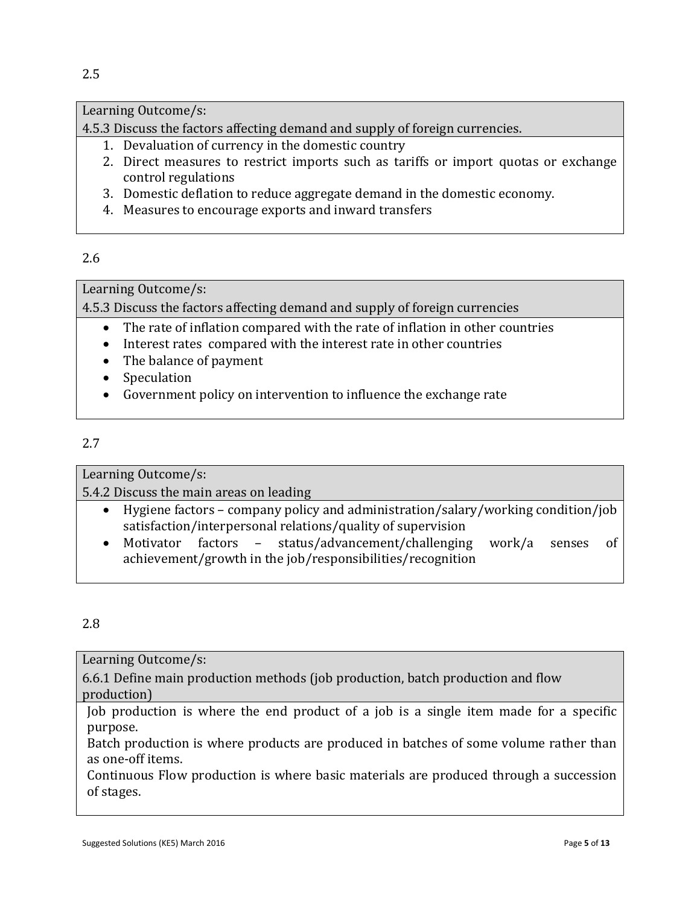2.5

| Learning Outcome/s:<br>4.5.3 Discuss the factors affecting demand and supply of foreign currencies. |
| --- |
| 1. Devaluation of currency in the domestic country<br>2. Direct measures to restrict imports such as tariffs or import quotas or exchange control regulations<br>3. Domestic deflation to reduce aggregate demand in the domestic economy.<br>4. Measures to encourage exports and inward transfers |

2.6

| Learning Outcome/s:<br>4.5.3 Discuss the factors affecting demand and supply of foreign currencies |
| --- |
| • The rate of inflation compared with the rate of inflation in other countries<br>• Interest rates compared with the interest rate in other countries<br>• The balance of payment<br>• Speculation<br>• Government policy on intervention to influence the exchange rate |

2.7

| Learning Outcome/s:<br>5.4.2 Discuss the main areas on leading |
| --- |
| • Hygiene factors – company policy and administration/salary/working condition/job satisfaction/interpersonal relations/quality of supervision<br>• Motivator factors – status/advancement/challenging work/a senses of achievement/growth in the job/responsibilities/recognition |

2.8

| Learning Outcome/s:<br>6.6.1 Define main production methods (job production, batch production and flow production) |
| --- |
| Job production is where the end product of a job is a single item made for a specific purpose.<br>Batch production is where products are produced in batches of some volume rather than as one-off items.<br>Continuous Flow production is where basic materials are produced through a succession of stages. |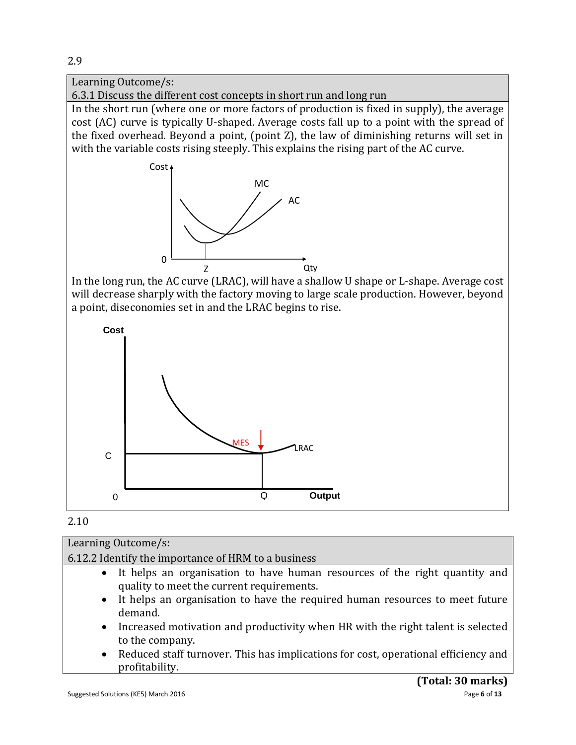2.9

| Learning Outcome/s: 6.3.1 Discuss the different cost concepts in short run and long run |
|---|

In the short run (where one or more factors of production is fixed in supply), the average cost (AC) curve is typically U-shaped. Average costs fall up to a point with the spread of the fixed overhead. Beyond a point, (point Z), the law of diminishing returns will set in with the variable costs rising steeply. This explains the rising part of the AC curve.

In the long run, the AC curve (LRAC), will have a shallow U shape or L-shape. Average cost will decrease sharply with the factory moving to large scale production. However, beyond a point, diseconomies set in and the LRAC begins to rise.

2.10

| Learning Outcome/s: 6.12.2 Identify the importance of HRM to a business |
|---|

- It helps an organisation to have human resources of the right quantity and quality to meet the current requirements.
- It helps an organisation to have the required human resources to meet future demand.
- Increased motivation and productivity when HR with the right talent is selected to the company.
- Reduced staff turnover. This has implications for cost, operational efficiency and profitability.

**(Total: 30 marks)**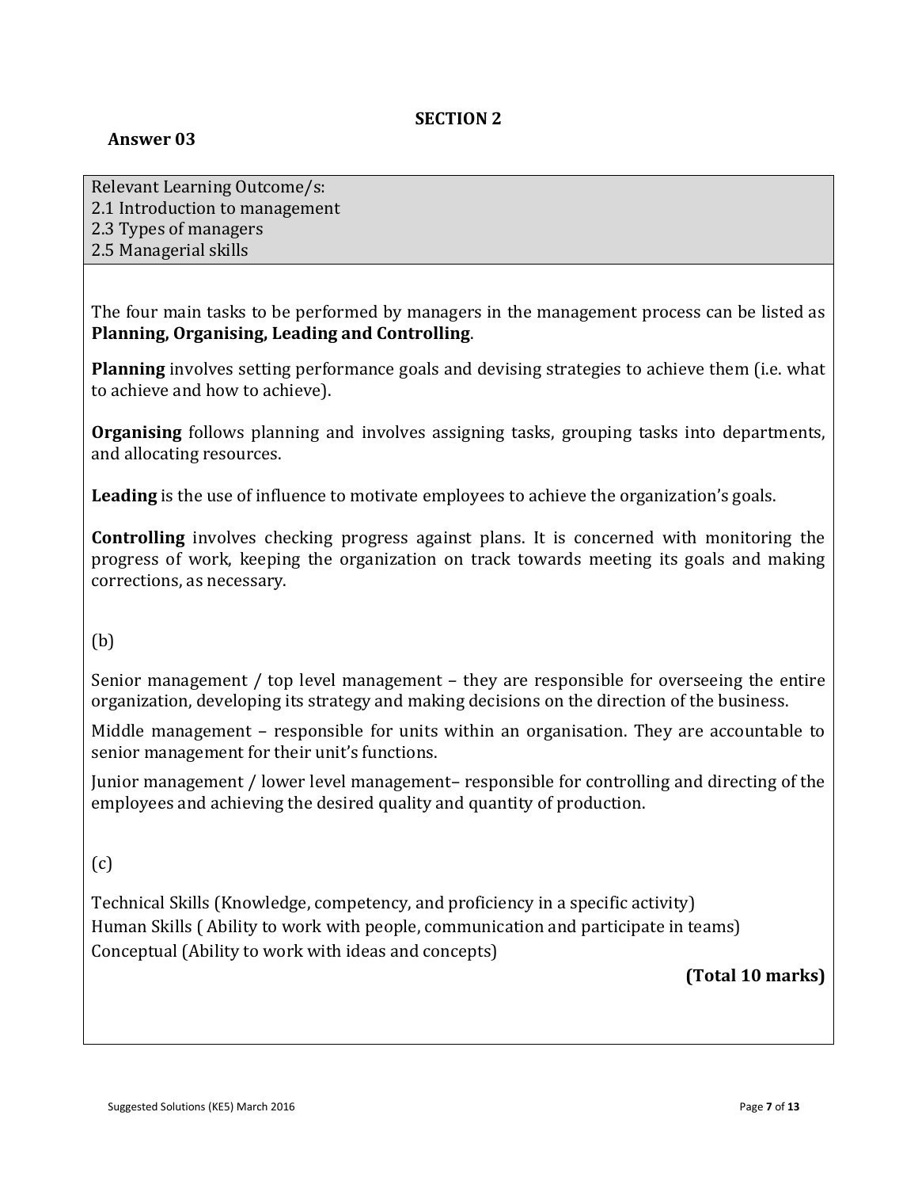## SECTION 2

### Answer 03

Relevant Learning Outcome/s:
2.1 Introduction to management
2.3 Types of managers
2.5 Managerial skills

The four main tasks to be performed by managers in the management process can be listed as **Planning, Organising, Leading and Controlling**.

**Planning** involves setting performance goals and devising strategies to achieve them (i.e. what to achieve and how to achieve).

**Organising** follows planning and involves assigning tasks, grouping tasks into departments, and allocating resources.

**Leading** is the use of influence to motivate employees to achieve the organization's goals.

**Controlling** involves checking progress against plans. It is concerned with monitoring the progress of work, keeping the organization on track towards meeting its goals and making corrections, as necessary.

(b)

Senior management / top level management – they are responsible for overseeing the entire organization, developing its strategy and making decisions on the direction of the business.

Middle management – responsible for units within an organisation. They are accountable to senior management for their unit's functions.

Junior management / lower level management– responsible for controlling and directing of the employees and achieving the desired quality and quantity of production.

(c)

Technical Skills (Knowledge, competency, and proficiency in a specific activity)
Human Skills ( Ability to work with people, communication and participate in teams)
Conceptual (Ability to work with ideas and concepts)

**(Total 10 marks)**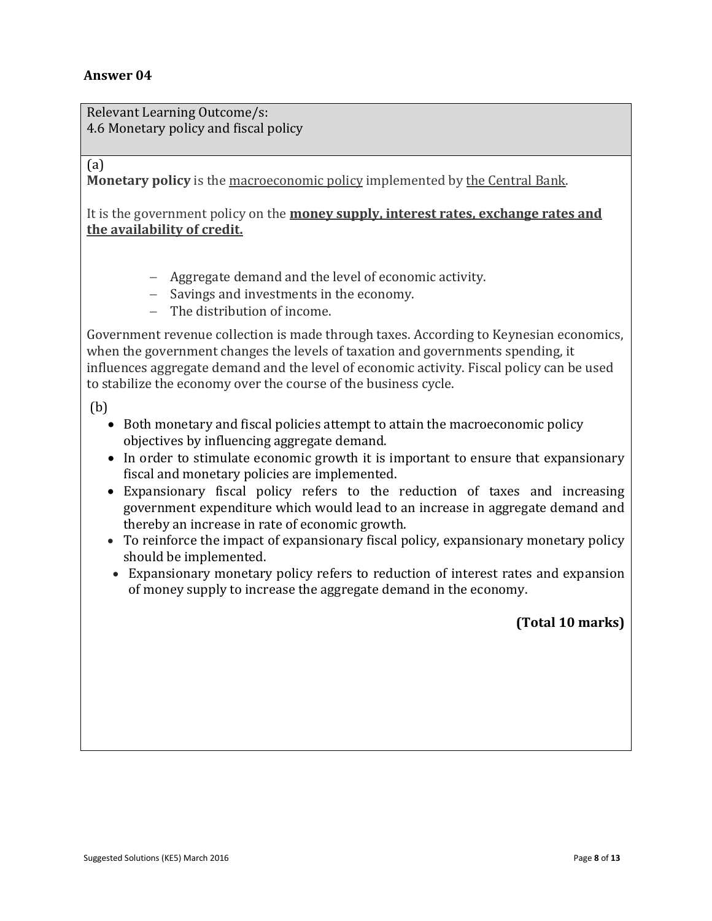## Answer 04

| Relevant Learning Outcome/s: 4.6 Monetary policy and fiscal policy |
|---|

(a)

**Monetary policy** is the macroeconomic policy implemented by the Central Bank.

It is the government policy on the **money supply, interest rates, exchange rates and the availability of credit.**

- Aggregate demand and the level of economic activity.
- Savings and investments in the economy.
- The distribution of income.

Government revenue collection is made through taxes. According to Keynesian economics, when the government changes the levels of taxation and governments spending, it influences aggregate demand and the level of economic activity. Fiscal policy can be used to stabilize the economy over the course of the business cycle.

(b)

- Both monetary and fiscal policies attempt to attain the macroeconomic policy objectives by influencing aggregate demand.
- In order to stimulate economic growth it is important to ensure that expansionary fiscal and monetary policies are implemented.
- Expansionary fiscal policy refers to the reduction of taxes and increasing government expenditure which would lead to an increase in aggregate demand and thereby an increase in rate of economic growth.
- To reinforce the impact of expansionary fiscal policy, expansionary monetary policy should be implemented.
- Expansionary monetary policy refers to reduction of interest rates and expansion of money supply to increase the aggregate demand in the economy.

**(Total 10 marks)**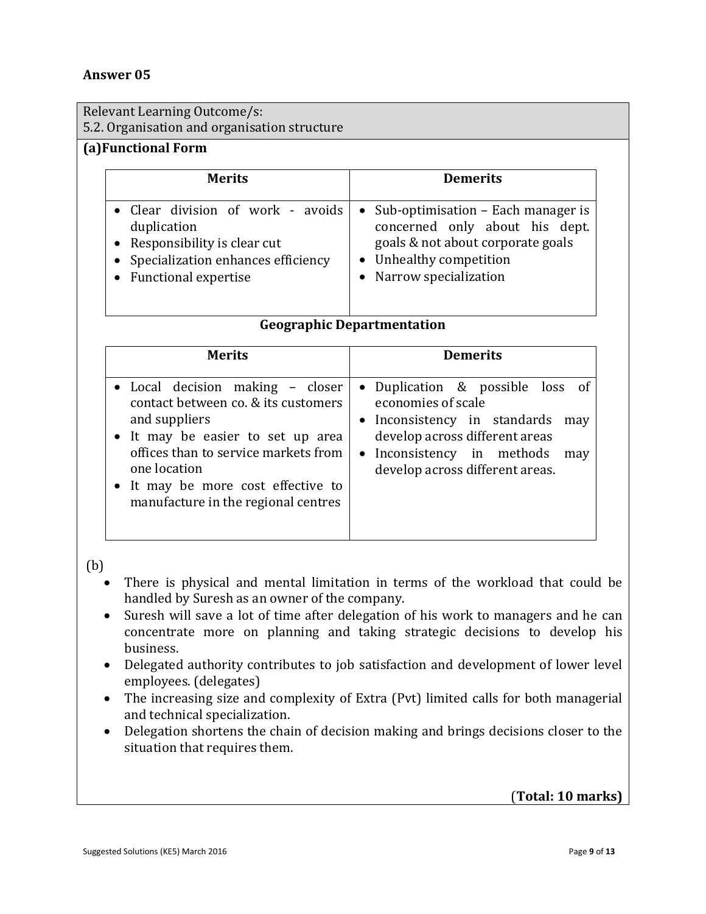## Answer 05

Relevant Learning Outcome/s:
5.2. Organisation and organisation structure

**(a)Functional Form**

| Merits | Demerits |
|---|---|
| • Clear division of work - avoids duplication<br>• Responsibility is clear cut<br>• Specialization enhances efficiency<br>• Functional expertise | • Sub-optimisation – Each manager is concerned only about his dept. goals & not about corporate goals<br>• Unhealthy competition<br>• Narrow specialization |

**Geographic Departmentation**

| Merits | Demerits |
|---|---|
| • Local decision making – closer contact between co. & its customers and suppliers<br>• It may be easier to set up area offices than to service markets from one location<br>• It may be more cost effective to manufacture in the regional centres | • Duplication & possible loss of economies of scale<br>• Inconsistency in standards may develop across different areas<br>• Inconsistency in methods may develop across different areas. |

(b)

- There is physical and mental limitation in terms of the workload that could be handled by Suresh as an owner of the company.
- Suresh will save a lot of time after delegation of his work to managers and he can concentrate more on planning and taking strategic decisions to develop his business.
- Delegated authority contributes to job satisfaction and development of lower level employees. (delegates)
- The increasing size and complexity of Extra (Pvt) limited calls for both managerial and technical specialization.
- Delegation shortens the chain of decision making and brings decisions closer to the situation that requires them.

(**Total: 10 marks)**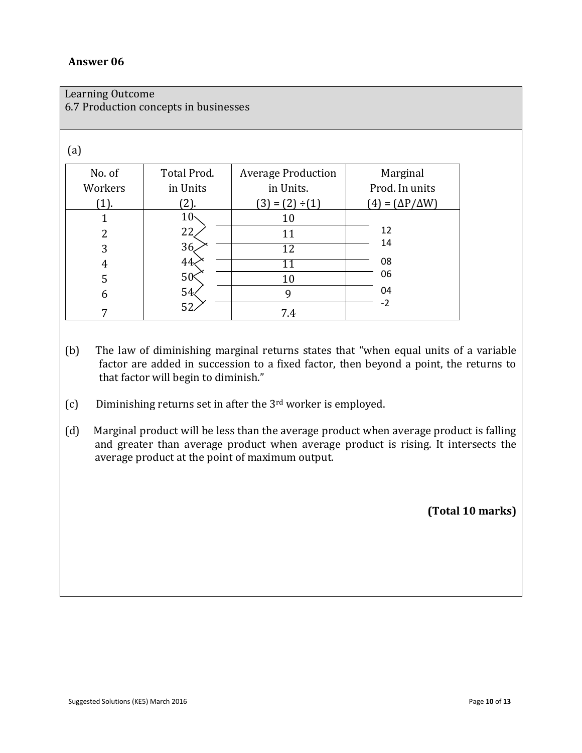## Answer 06

Learning Outcome
6.7 Production concepts in businesses

(a)

| No. of Workers (1). | Total Prod. in Units (2). | Average Production in Units. $(3) = (2) \div (1)$ | Marginal Prod. In units $(4) = (\Delta P / \Delta W)$ |
|---|---|---|---|
| 1 | 10 | 10 | |
| 2 | 22 | 11 | 12 |
| 3 | 36 | 12 | 14 |
| 4 | 44 | 11 | 08 |
| 5 | 50 | 10 | 06 |
| 6 | 54 | 9 | 04 |
| 7 | 52 | 7.4 | -2 |

(b) The law of diminishing marginal returns states that "when equal units of a variable factor are added in succession to a fixed factor, then beyond a point, the returns to that factor will begin to diminish."

(c) Diminishing returns set in after the 3rd worker is employed.

(d) Marginal product will be less than the average product when average product is falling and greater than average product when average product is rising. It intersects the average product at the point of maximum output.

**(Total 10 marks)**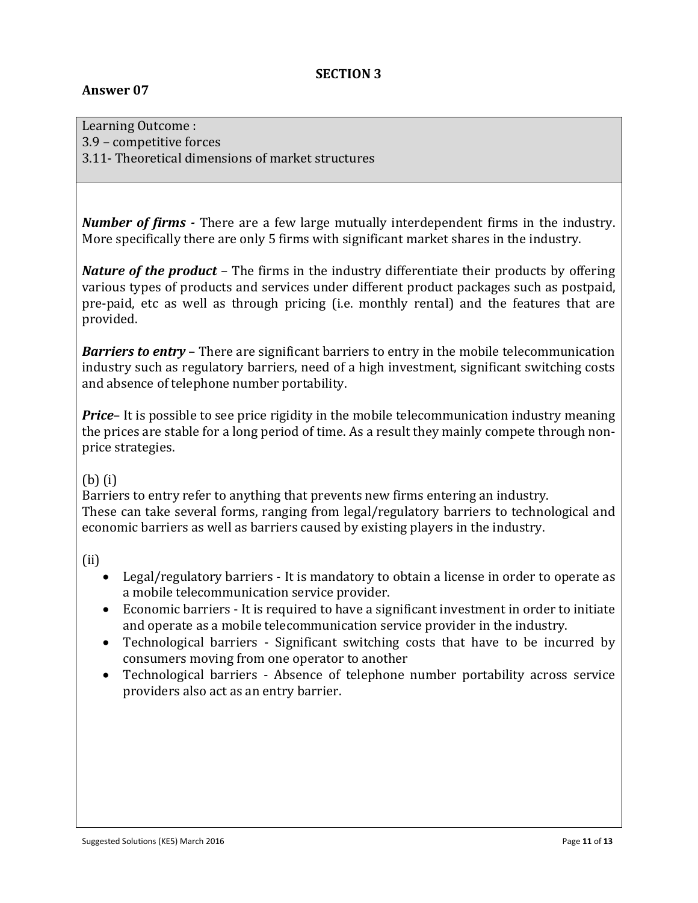## SECTION 3

## Answer 07

Learning Outcome :
3.9 – competitive forces
3.11- Theoretical dimensions of market structures

***Number of firms -*** There are a few large mutually interdependent firms in the industry. More specifically there are only 5 firms with significant market shares in the industry.

***Nature of the product*** – The firms in the industry differentiate their products by offering various types of products and services under different product packages such as postpaid, pre-paid, etc as well as through pricing (i.e. monthly rental) and the features that are provided.

***Barriers to entry*** – There are significant barriers to entry in the mobile telecommunication industry such as regulatory barriers, need of a high investment, significant switching costs and absence of telephone number portability.

***Price***– It is possible to see price rigidity in the mobile telecommunication industry meaning the prices are stable for a long period of time. As a result they mainly compete through non-price strategies.

(b) (i)
Barriers to entry refer to anything that prevents new firms entering an industry.
These can take several forms, ranging from legal/regulatory barriers to technological and economic barriers as well as barriers caused by existing players in the industry.

(ii)

- Legal/regulatory barriers - It is mandatory to obtain a license in order to operate as a mobile telecommunication service provider.
- Economic barriers - It is required to have a significant investment in order to initiate and operate as a mobile telecommunication service provider in the industry.
- Technological barriers - Significant switching costs that have to be incurred by consumers moving from one operator to another
- Technological barriers - Absence of telephone number portability across service providers also act as an entry barrier.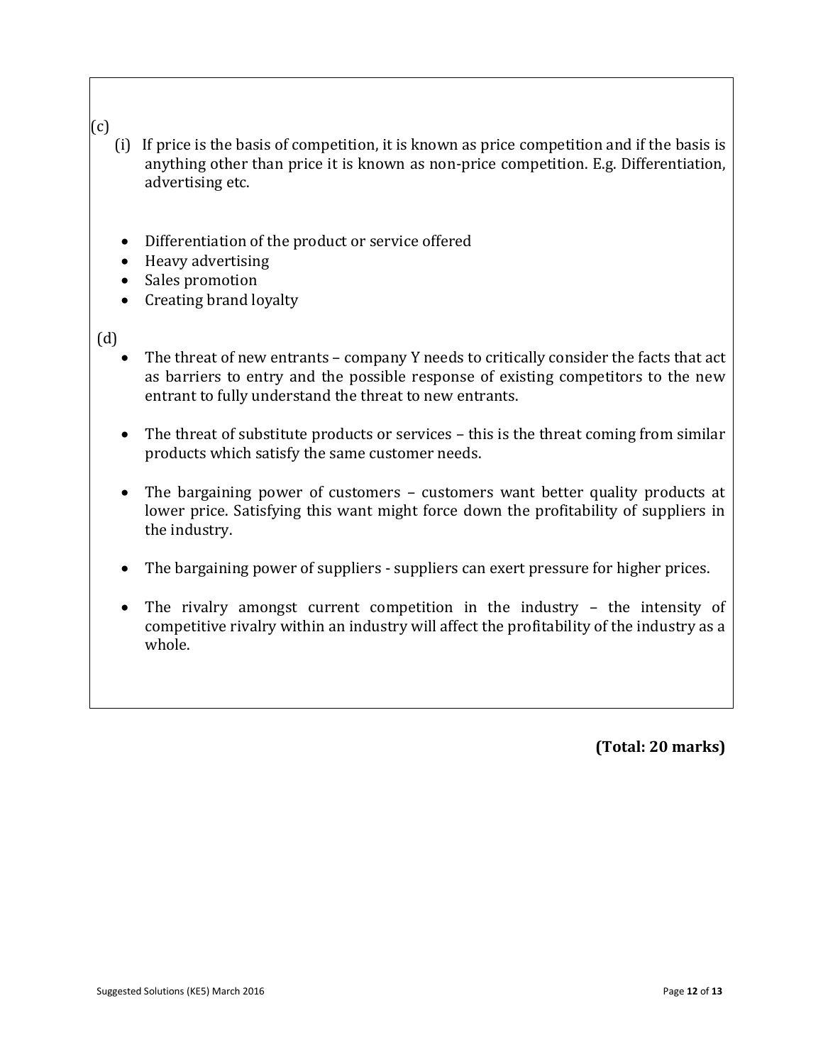(c)

(i) If price is the basis of competition, it is known as price competition and if the basis is anything other than price it is known as non-price competition. E.g. Differentiation, advertising etc.

- Differentiation of the product or service offered
- Heavy advertising
- Sales promotion
- Creating brand loyalty

(d)

- The threat of new entrants – company Y needs to critically consider the facts that act as barriers to entry and the possible response of existing competitors to the new entrant to fully understand the threat to new entrants.

- The threat of substitute products or services – this is the threat coming from similar products which satisfy the same customer needs.

- The bargaining power of customers – customers want better quality products at lower price. Satisfying this want might force down the profitability of suppliers in the industry.

- The bargaining power of suppliers - suppliers can exert pressure for higher prices.

- The rivalry amongst current competition in the industry – the intensity of competitive rivalry within an industry will affect the profitability of the industry as a whole.

**(Total: 20 marks)**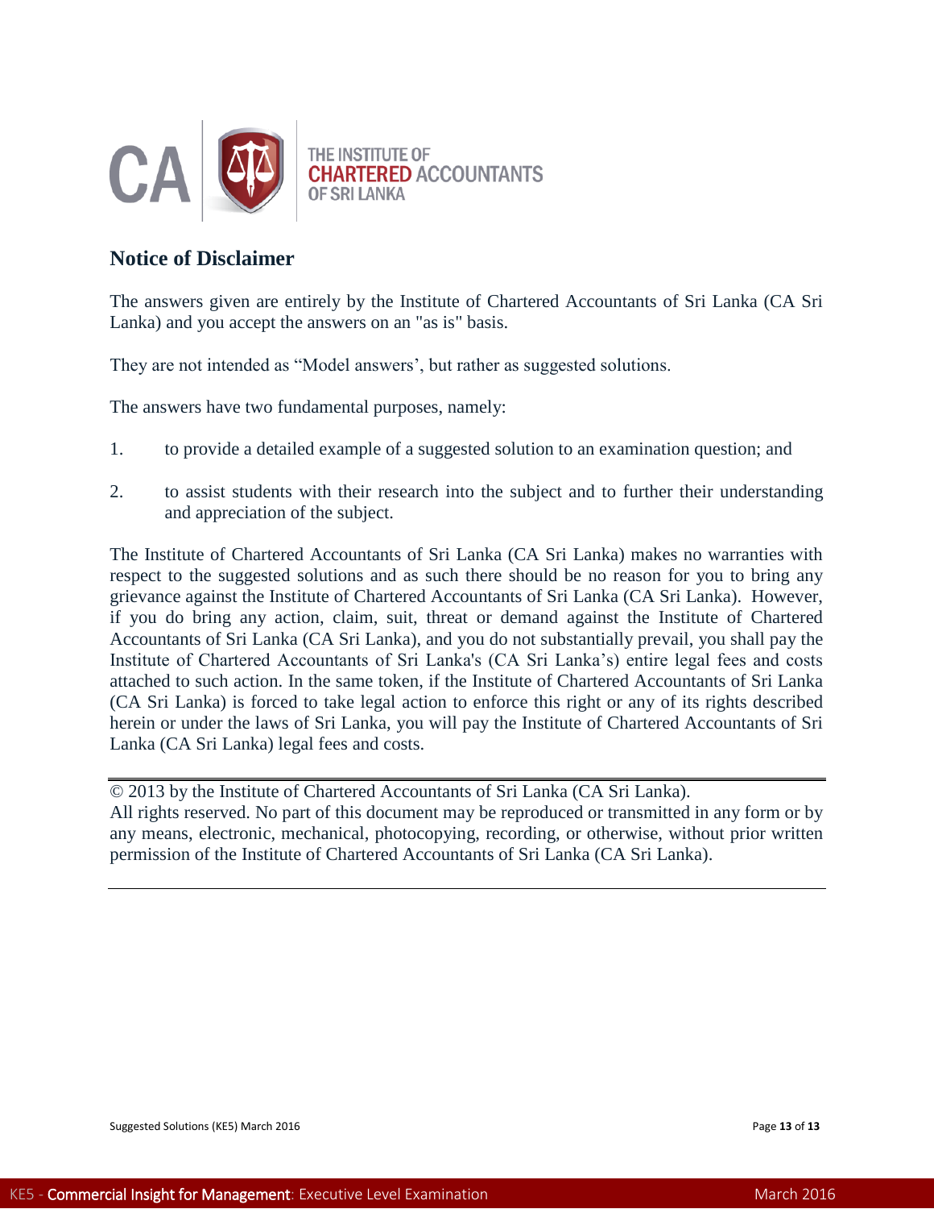THE INSTITUTE OF CHARTERED ACCOUNTANTS OF SRI LANKA

## Notice of Disclaimer

The answers given are entirely by the Institute of Chartered Accountants of Sri Lanka (CA Sri Lanka) and you accept the answers on an "as is" basis.

They are not intended as "Model answers', but rather as suggested solutions.

The answers have two fundamental purposes, namely:

1. to provide a detailed example of a suggested solution to an examination question; and

2. to assist students with their research into the subject and to further their understanding and appreciation of the subject.

The Institute of Chartered Accountants of Sri Lanka (CA Sri Lanka) makes no warranties with respect to the suggested solutions and as such there should be no reason for you to bring any grievance against the Institute of Chartered Accountants of Sri Lanka (CA Sri Lanka). However, if you do bring any action, claim, suit, threat or demand against the Institute of Chartered Accountants of Sri Lanka (CA Sri Lanka), and you do not substantially prevail, you shall pay the Institute of Chartered Accountants of Sri Lanka's (CA Sri Lanka's) entire legal fees and costs attached to such action. In the same token, if the Institute of Chartered Accountants of Sri Lanka (CA Sri Lanka) is forced to take legal action to enforce this right or any of its rights described herein or under the laws of Sri Lanka, you will pay the Institute of Chartered Accountants of Sri Lanka (CA Sri Lanka) legal fees and costs.

---

© 2013 by the Institute of Chartered Accountants of Sri Lanka (CA Sri Lanka).
All rights reserved. No part of this document may be reproduced or transmitted in any form or by any means, electronic, mechanical, photocopying, recording, or otherwise, without prior written permission of the Institute of Chartered Accountants of Sri Lanka (CA Sri Lanka).

---